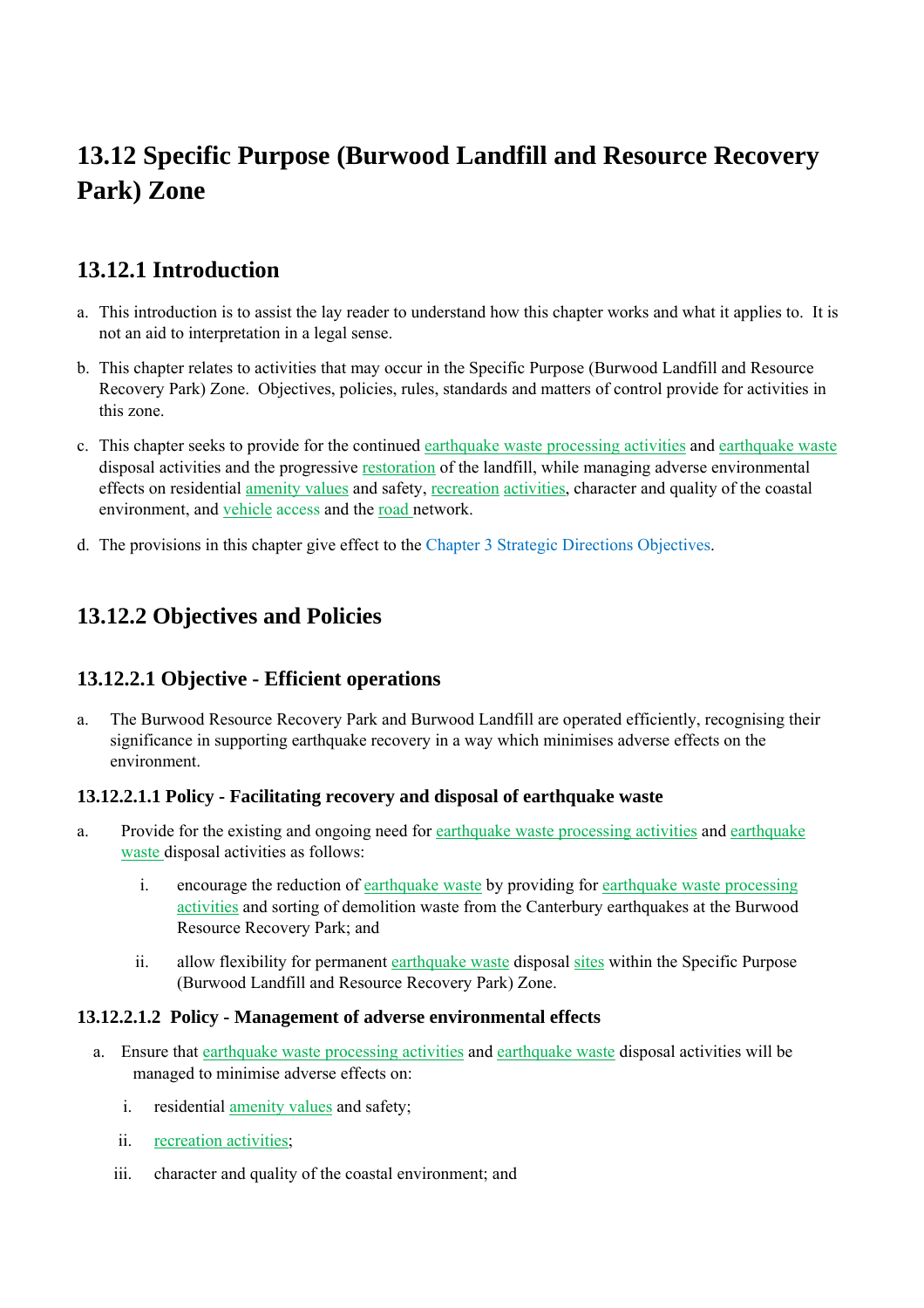# 13.12 Specific Purpose (Burwood Landfill and Resource Recovery Park) Zone

## 13.12.1 Introduction

a. This introduction is to assist the lay reader to understand how this chapter works and what it applies to. It is not an aid to interpretation in a legal sense.

b. This chapter relates to activities that may occur in the Specific Purpose (Burwood Landfill and Resource Recovery Park) Zone. Objectives, policies, rules, standards and matters of control provide for activities in this zone.

c. This chapter seeks to provide for the continued earthquake waste processing activities and earthquake waste disposal activities and the progressive restoration of the landfill, while managing adverse environmental effects on residential amenity values and safety, recreation activities, character and quality of the coastal environment, and vehicle access and the road network.

d. The provisions in this chapter give effect to the Chapter 3 Strategic Directions Objectives.

## 13.12.2 Objectives and Policies

### 13.12.2.1 Objective - Efficient operations

a. The Burwood Resource Recovery Park and Burwood Landfill are operated efficiently, recognising their significance in supporting earthquake recovery in a way which minimises adverse effects on the environment.

#### 13.12.2.1.1 Policy - Facilitating recovery and disposal of earthquake waste

a. Provide for the existing and ongoing need for earthquake waste processing activities and earthquake waste disposal activities as follows:

   i. encourage the reduction of earthquake waste by providing for earthquake waste processing activities and sorting of demolition waste from the Canterbury earthquakes at the Burwood Resource Recovery Park; and

   ii. allow flexibility for permanent earthquake waste disposal sites within the Specific Purpose (Burwood Landfill and Resource Recovery Park) Zone.

#### 13.12.2.1.2 Policy - Management of adverse environmental effects

a. Ensure that earthquake waste processing activities and earthquake waste disposal activities will be managed to minimise adverse effects on:

   i. residential amenity values and safety;

   ii. recreation activities;

   iii. character and quality of the coastal environment; and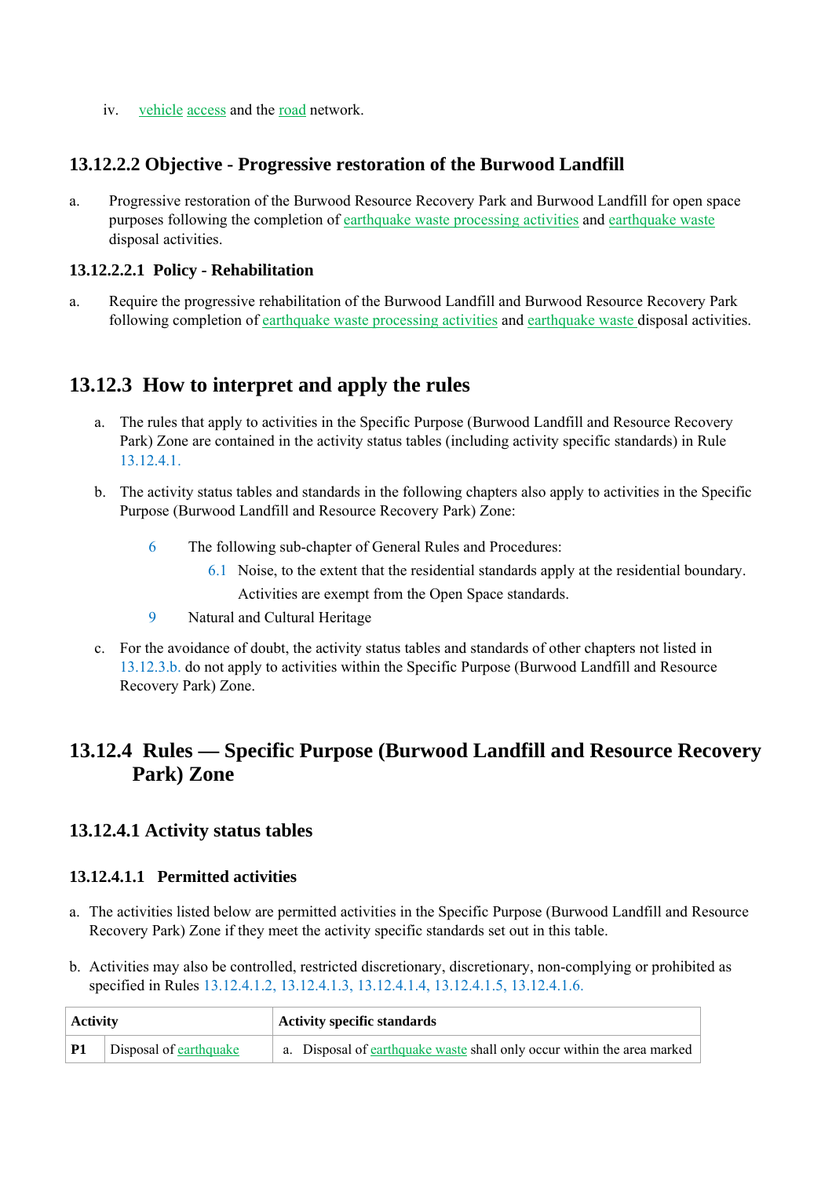iv. vehicle access and the road network.

### 13.12.2.2 Objective - Progressive restoration of the Burwood Landfill

a. Progressive restoration of the Burwood Resource Recovery Park and Burwood Landfill for open space purposes following the completion of earthquake waste processing activities and earthquake waste disposal activities.

#### 13.12.2.2.1 Policy - Rehabilitation

a. Require the progressive rehabilitation of the Burwood Landfill and Burwood Resource Recovery Park following completion of earthquake waste processing activities and earthquake waste disposal activities.

## 13.12.3 How to interpret and apply the rules

a. The rules that apply to activities in the Specific Purpose (Burwood Landfill and Resource Recovery Park) Zone are contained in the activity status tables (including activity specific standards) in Rule 13.12.4.1.

b. The activity status tables and standards in the following chapters also apply to activities in the Specific Purpose (Burwood Landfill and Resource Recovery Park) Zone:

- 6 The following sub-chapter of General Rules and Procedures:
  - 6.1 Noise, to the extent that the residential standards apply at the residential boundary. Activities are exempt from the Open Space standards.
- 9 Natural and Cultural Heritage

c. For the avoidance of doubt, the activity status tables and standards of other chapters not listed in 13.12.3.b. do not apply to activities within the Specific Purpose (Burwood Landfill and Resource Recovery Park) Zone.

## 13.12.4 Rules — Specific Purpose (Burwood Landfill and Resource Recovery Park) Zone

### 13.12.4.1 Activity status tables

#### 13.12.4.1.1 Permitted activities

a. The activities listed below are permitted activities in the Specific Purpose (Burwood Landfill and Resource Recovery Park) Zone if they meet the activity specific standards set out in this table.

b. Activities may also be controlled, restricted discretionary, discretionary, non-complying or prohibited as specified in Rules 13.12.4.1.2, 13.12.4.1.3, 13.12.4.1.4, 13.12.4.1.5, 13.12.4.1.6.

| Activity | | Activity specific standards |
|---|---|---|
| **P1** | Disposal of earthquake | a. Disposal of earthquake waste shall only occur within the area marked |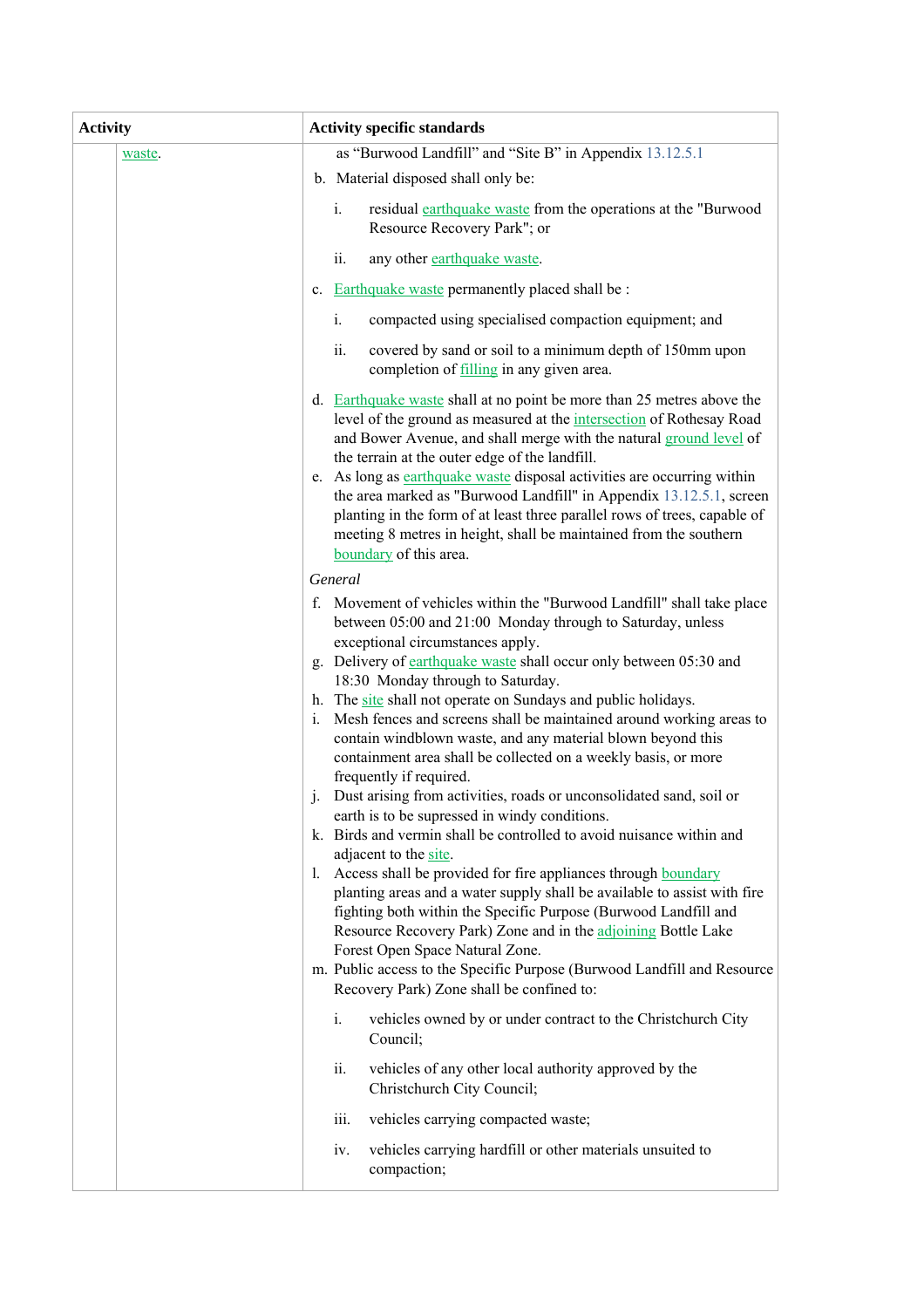| | Activity | Activity specific standards |
|---|---|---|
| | waste. | as "Burwood Landfill" and "Site B" in Appendix 13.12.5.1<br>b. Material disposed shall only be:<br>i. residual earthquake waste from the operations at the "Burwood Resource Recovery Park"; or<br>ii. any other earthquake waste.<br>c. Earthquake waste permanently placed shall be :<br>i. compacted using specialised compaction equipment; and<br>ii. covered by sand or soil to a minimum depth of 150mm upon completion of filling in any given area.<br>d. Earthquake waste shall at no point be more than 25 metres above the level of the ground as measured at the intersection of Rothesay Road and Bower Avenue, and shall merge with the natural ground level of the terrain at the outer edge of the landfill.<br>e. As long as earthquake waste disposal activities are occurring within the area marked as "Burwood Landfill" in Appendix 13.12.5.1, screen planting in the form of at least three parallel rows of trees, capable of meeting 8 metres in height, shall be maintained from the southern boundary of this area.<br>*General*<br>f. Movement of vehicles within the "Burwood Landfill" shall take place between 05:00 and 21:00 Monday through to Saturday, unless exceptional circumstances apply.<br>g. Delivery of earthquake waste shall occur only between 05:30 and 18:30 Monday through to Saturday.<br>h. The site shall not operate on Sundays and public holidays.<br>i. Mesh fences and screens shall be maintained around working areas to contain windblown waste, and any material blown beyond this containment area shall be collected on a weekly basis, or more frequently if required.<br>j. Dust arising from activities, roads or unconsolidated sand, soil or earth is to be supressed in windy conditions.<br>k. Birds and vermin shall be controlled to avoid nuisance within and adjacent to the site.<br>l. Access shall be provided for fire appliances through boundary planting areas and a water supply shall be available to assist with fire fighting both within the Specific Purpose (Burwood Landfill and Resource Recovery Park) Zone and in the adjoining Bottle Lake Forest Open Space Natural Zone.<br>m. Public access to the Specific Purpose (Burwood Landfill and Resource Recovery Park) Zone shall be confined to:<br>i. vehicles owned by or under contract to the Christchurch City Council;<br>ii. vehicles of any other local authority approved by the Christchurch City Council;<br>iii. vehicles carrying compacted waste;<br>iv. vehicles carrying hardfill or other materials unsuited to compaction; |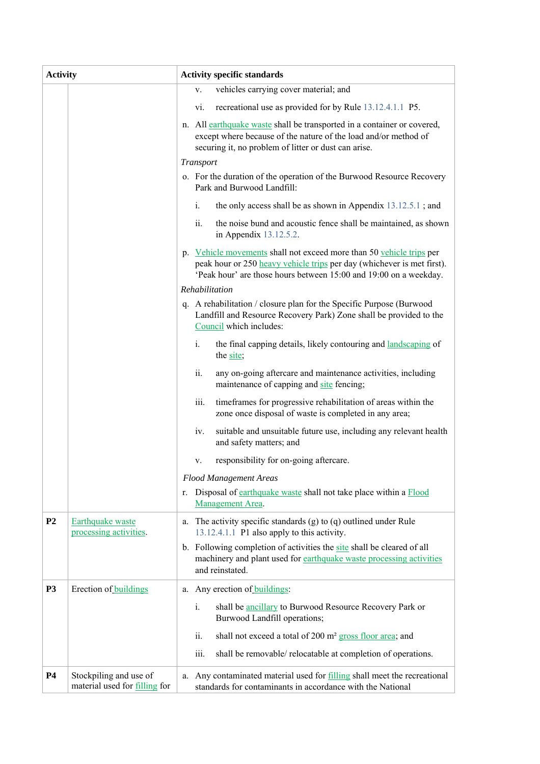| Activity | | Activity specific standards |
|---|---|---|
| | | v. vehicles carrying cover material; and<br><br>vi. recreational use as provided for by Rule 13.12.4.1.1 P5.<br><br>n. All earthquake waste shall be transported in a container or covered, except where because of the nature of the load and/or method of securing it, no problem of litter or dust can arise.<br><br>*Transport*<br><br>o. For the duration of the operation of the Burwood Resource Recovery Park and Burwood Landfill:<br><br>i. the only access shall be as shown in Appendix 13.12.5.1 ; and<br><br>ii. the noise bund and acoustic fence shall be maintained, as shown in Appendix 13.12.5.2.<br><br>p. Vehicle movements shall not exceed more than 50 vehicle trips per peak hour or 250 heavy vehicle trips per day (whichever is met first). 'Peak hour' are those hours between 15:00 and 19:00 on a weekday.<br><br>*Rehabilitation*<br><br>q. A rehabilitation / closure plan for the Specific Purpose (Burwood Landfill and Resource Recovery Park) Zone shall be provided to the Council which includes:<br><br>i. the final capping details, likely contouring and landscaping of the site;<br><br>ii. any on-going aftercare and maintenance activities, including maintenance of capping and site fencing;<br><br>iii. timeframes for progressive rehabilitation of areas within the zone once disposal of waste is completed in any area;<br><br>iv. suitable and unsuitable future use, including any relevant health and safety matters; and<br><br>v. responsibility for on-going aftercare.<br><br>*Flood Management Areas*<br><br>r. Disposal of earthquake waste shall not take place within a Flood Management Area. |
| **P2** | Earthquake waste processing activities. | a. The activity specific standards (g) to (q) outlined under Rule 13.12.4.1.1 P1 also apply to this activity.<br><br>b. Following completion of activities the site shall be cleared of all machinery and plant used for earthquake waste processing activities and reinstated. |
| **P3** | Erection of buildings | a. Any erection of buildings:<br><br>i. shall be ancillary to Burwood Resource Recovery Park or Burwood Landfill operations;<br><br>ii. shall not exceed a total of 200 m² gross floor area; and<br><br>iii. shall be removable/ relocatable at completion of operations. |
| **P4** | Stockpiling and use of material used for filling for | a. Any contaminated material used for filling shall meet the recreational standards for contaminants in accordance with the National |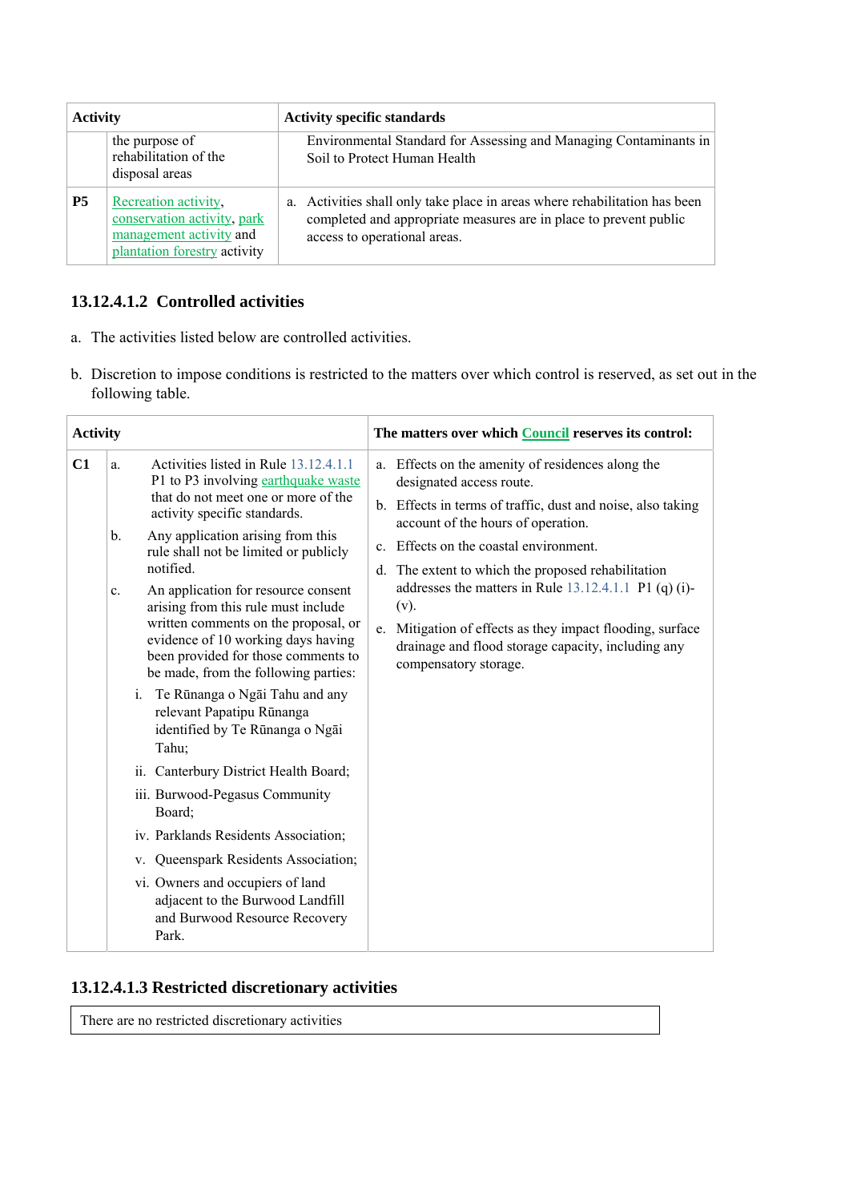| Activity | | Activity specific standards |
| --- | --- | --- |
| | the purpose of rehabilitation of the disposal areas | Environmental Standard for Assessing and Managing Contaminants in Soil to Protect Human Health |
| **P5** | Recreation activity, conservation activity, park management activity and plantation forestry activity | a. Activities shall only take place in areas where rehabilitation has been completed and appropriate measures are in place to prevent public access to operational areas. |

### 13.12.4.1.2 Controlled activities

a. The activities listed below are controlled activities.

b. Discretion to impose conditions is restricted to the matters over which control is reserved, as set out in the following table.

| Activity | | The matters over which Council reserves its control: |
| --- | --- | --- |
| **C1** | a. Activities listed in Rule 13.12.4.1.1 P1 to P3 involving earthquake waste that do not meet one or more of the activity specific standards.<br>b. Any application arising from this rule shall not be limited or publicly notified.<br>c. An application for resource consent arising from this rule must include written comments on the proposal, or evidence of 10 working days having been provided for those comments to be made, from the following parties:<br>i. Te Rūnanga o Ngāi Tahu and any relevant Papatipu Rūnanga identified by Te Rūnanga o Ngāi Tahu;<br>ii. Canterbury District Health Board;<br>iii. Burwood-Pegasus Community Board;<br>iv. Parklands Residents Association;<br>v. Queenspark Residents Association;<br>vi. Owners and occupiers of land adjacent to the Burwood Landfill and Burwood Resource Recovery Park. | a. Effects on the amenity of residences along the designated access route.<br>b. Effects in terms of traffic, dust and noise, also taking account of the hours of operation.<br>c. Effects on the coastal environment.<br>d. The extent to which the proposed rehabilitation addresses the matters in Rule 13.12.4.1.1 P1 (q) (i)-(v).<br>e. Mitigation of effects as they impact flooding, surface drainage and flood storage capacity, including any compensatory storage. |

### 13.12.4.1.3 Restricted discretionary activities

| There are no restricted discretionary activities |
| --- |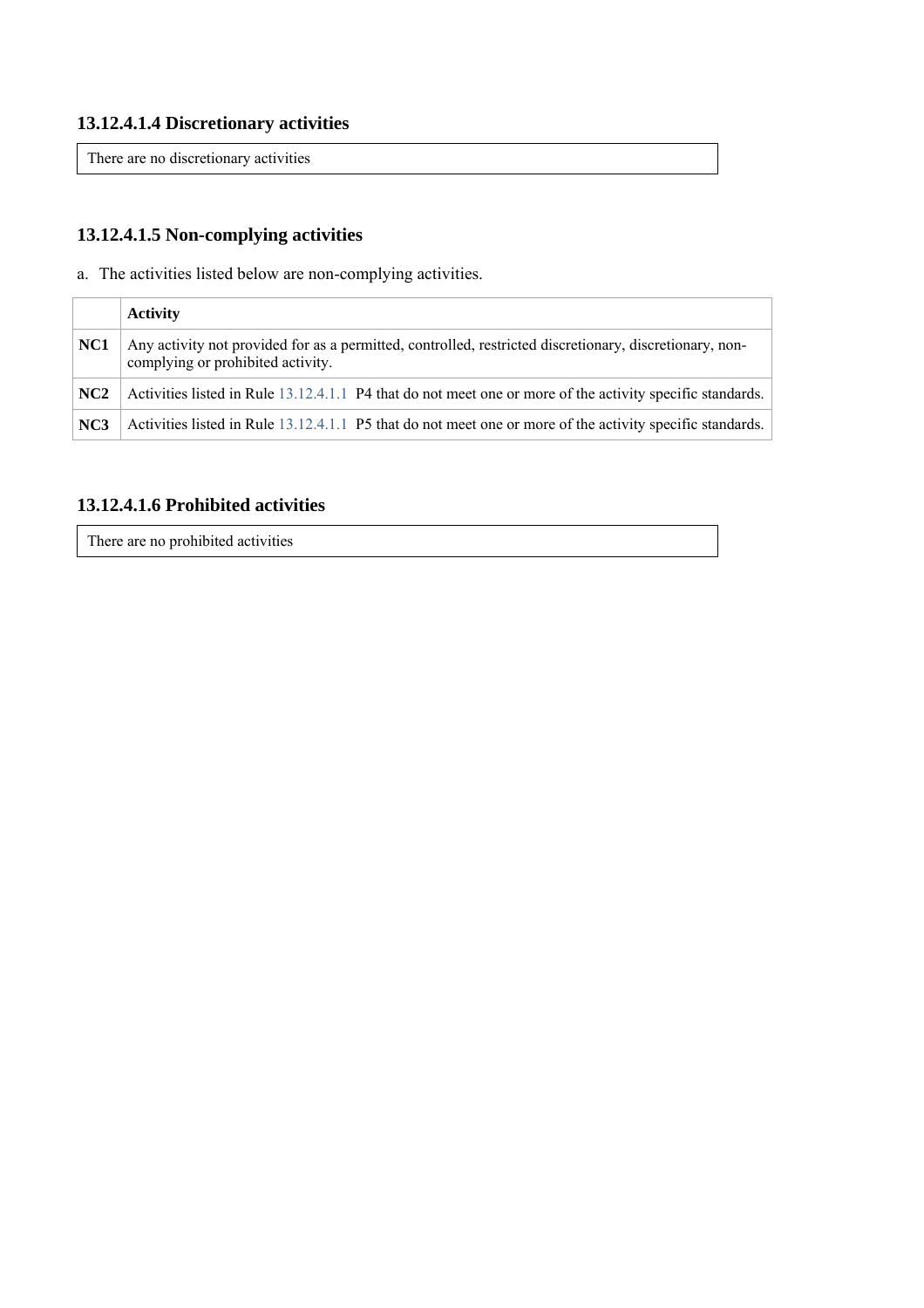### 13.12.4.1.4 Discretionary activities

There are no discretionary activities

### 13.12.4.1.5 Non-complying activities

a. The activities listed below are non-complying activities.

| | Activity |
|---|---|
| **NC1** | Any activity not provided for as a permitted, controlled, restricted discretionary, discretionary, non-complying or prohibited activity. |
| **NC2** | Activities listed in Rule 13.12.4.1.1 P4 that do not meet one or more of the activity specific standards. |
| **NC3** | Activities listed in Rule 13.12.4.1.1 P5 that do not meet one or more of the activity specific standards. |

### 13.12.4.1.6 Prohibited activities

There are no prohibited activities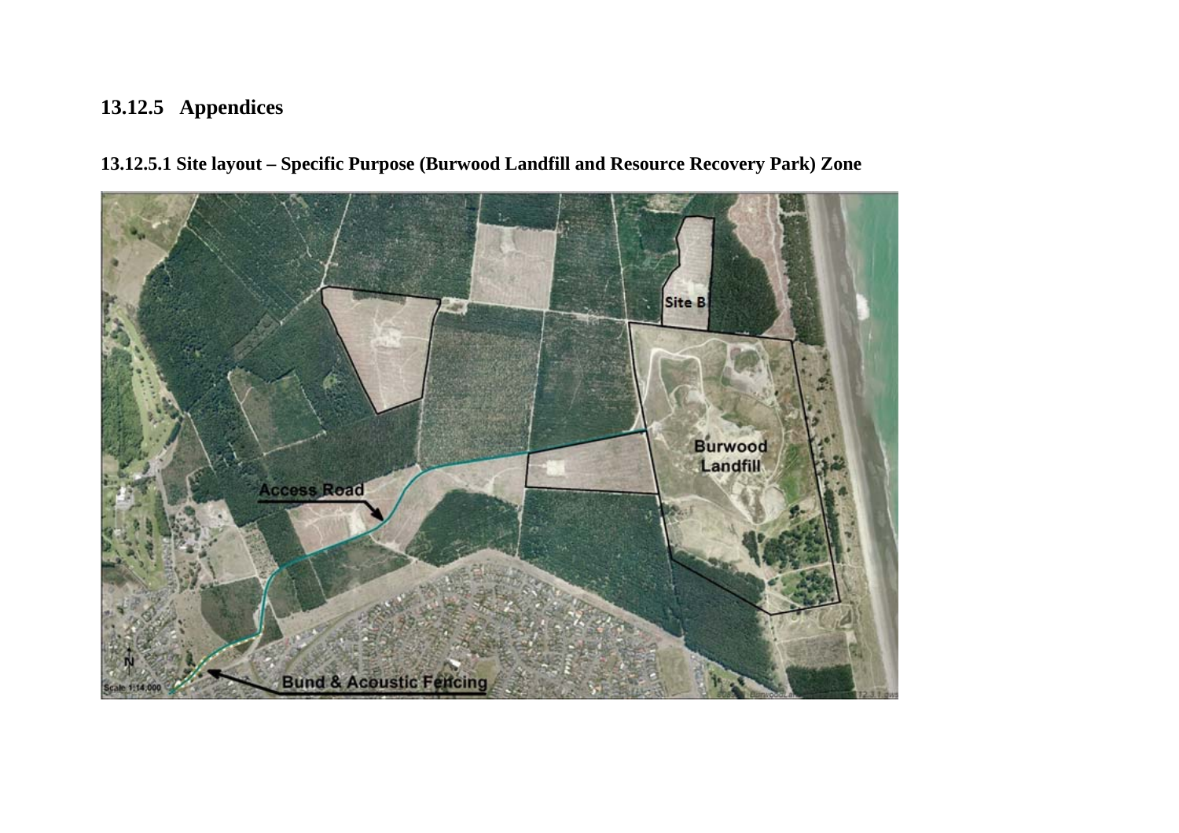# 13.12.5 Appendices

## 13.12.5.1 Site layout – Specific Purpose (Burwood Landfill and Resource Recovery Park) Zone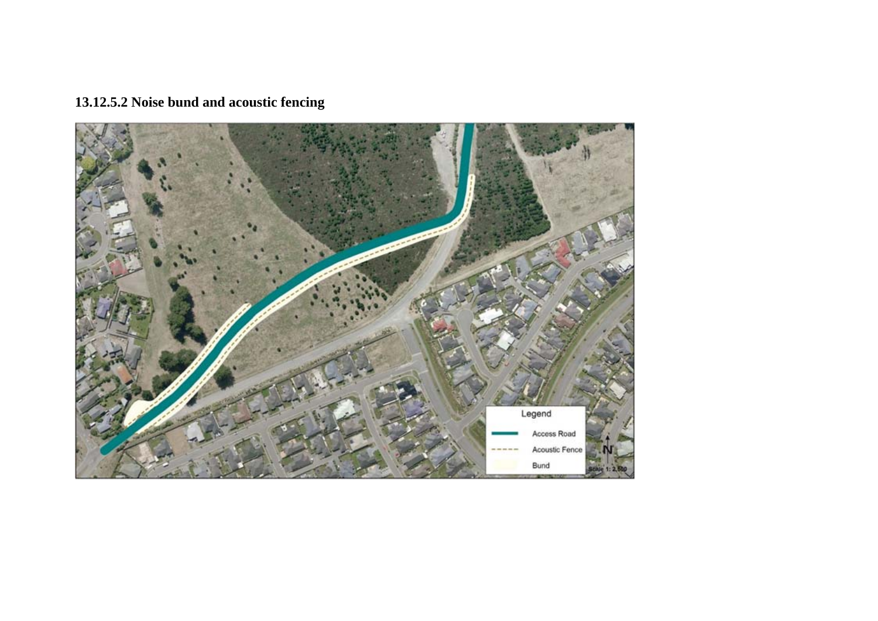**13.12.5.2 Noise bund and acoustic fencing**

Legend

Access Road

Acoustic Fence

Bund

N

Scale 1: 2,500